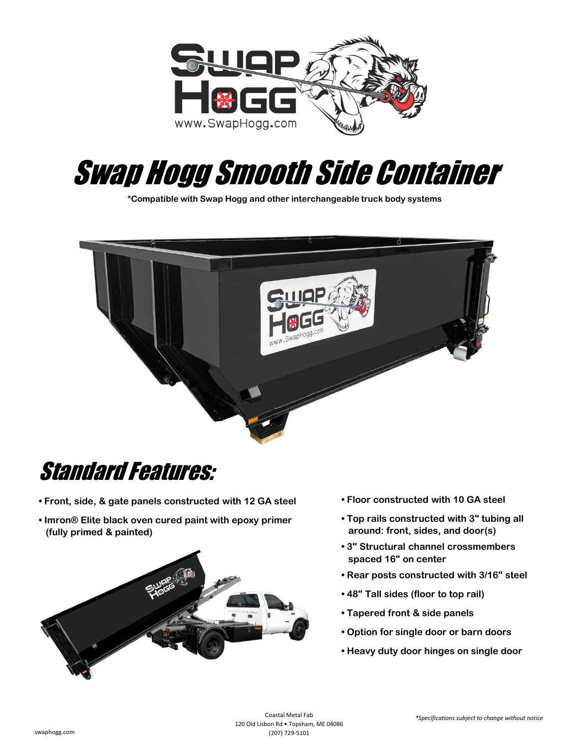# Swap Hogg Smooth Side Container

**\*Compatible with Swap Hogg and other interchangeable truck body systems**

## Standard Features:

- **Front, side, & gate panels constructed with 12 GA steel**
- **Imron® Elite black oven cured paint with epoxy primer (fully primed & painted)**
- **Floor constructed with 10 GA steel**
- **Top rails constructed with 3" tubing all around: front, sides, and door(s)**
- **3" Structural channel crossmembers spaced 16" on center**
- **Rear posts constructed with 3/16" steel**
- **48" Tall sides (floor to top rail)**
- **Tapered front & side panels**
- **Option for single door or barn doors**
- **Heavy duty door hinges on single door**

Coastal Metal Fab
120 Old Lisbon Rd • Topsham, ME 04086
(207) 729-5101

*\*Specifications subject to change without notice*

swaphogg.com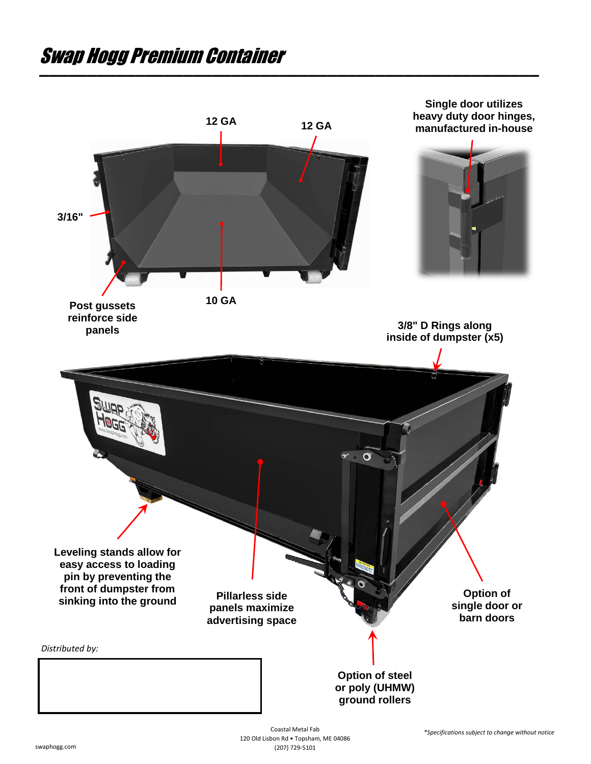# Swap Hogg Premium Container

12 GA

12 GA

Single door utilizes heavy duty door hinges, manufactured in-house

3/16"

10 GA

Post gussets reinforce side panels

3/8" D Rings along inside of dumpster (x5)

Leveling stands allow for easy access to loading pin by preventing the front of dumpster from sinking into the ground

Pillarless side panels maximize advertising space

Option of single door or barn doors

*Distributed by:*

Option of steel or poly (UHMW) ground rollers

swaphogg.com

Coastal Metal Fab
120 Old Lisbon Rd • Topsham, ME 04086
(207) 729-5101

*\*Specifications subject to change without notice*